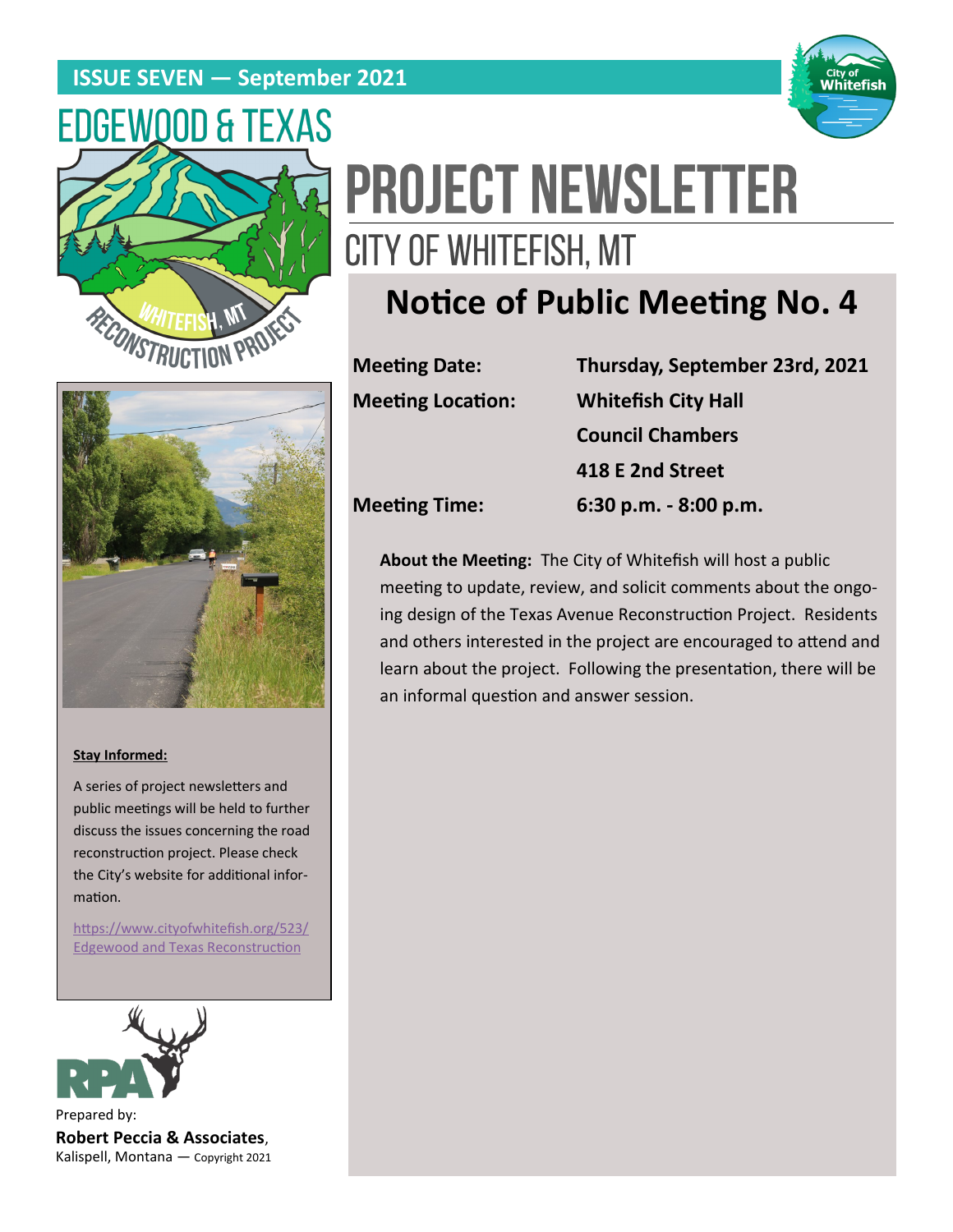**ISSUE SEVEN — September 2021**

# EDGEWOOD & TEXAS

# PROJECT NEWSLETTER

## CITY OF WHITEFISH, MT

## Notice of Public Meeting No. 4

| | |
|---|---|
| **Meeting Date:** | **Thursday, September 23rd, 2021** |
| **Meeting Location:** | **Whitefish City Hall** |
| | **Council Chambers** |
| | **418 E 2nd Street** |
| **Meeting Time:** | **6:30 p.m. - 8:00 p.m.** |

**About the Meeting:** The City of Whitefish will host a public meeting to update, review, and solicit comments about the ongoing design of the Texas Avenue Reconstruction Project. Residents and others interested in the project are encouraged to attend and learn about the project. Following the presentation, there will be an informal question and answer session.

**Stay Informed:**

A series of project newsletters and public meetings will be held to further discuss the issues concerning the road reconstruction project. Please check the City's website for additional information.

https://www.cityofwhitefish.org/523/Edgewood and Texas Reconstruction

Prepared by:
**Robert Peccia & Associates**,
Kalispell, Montana — Copyright 2021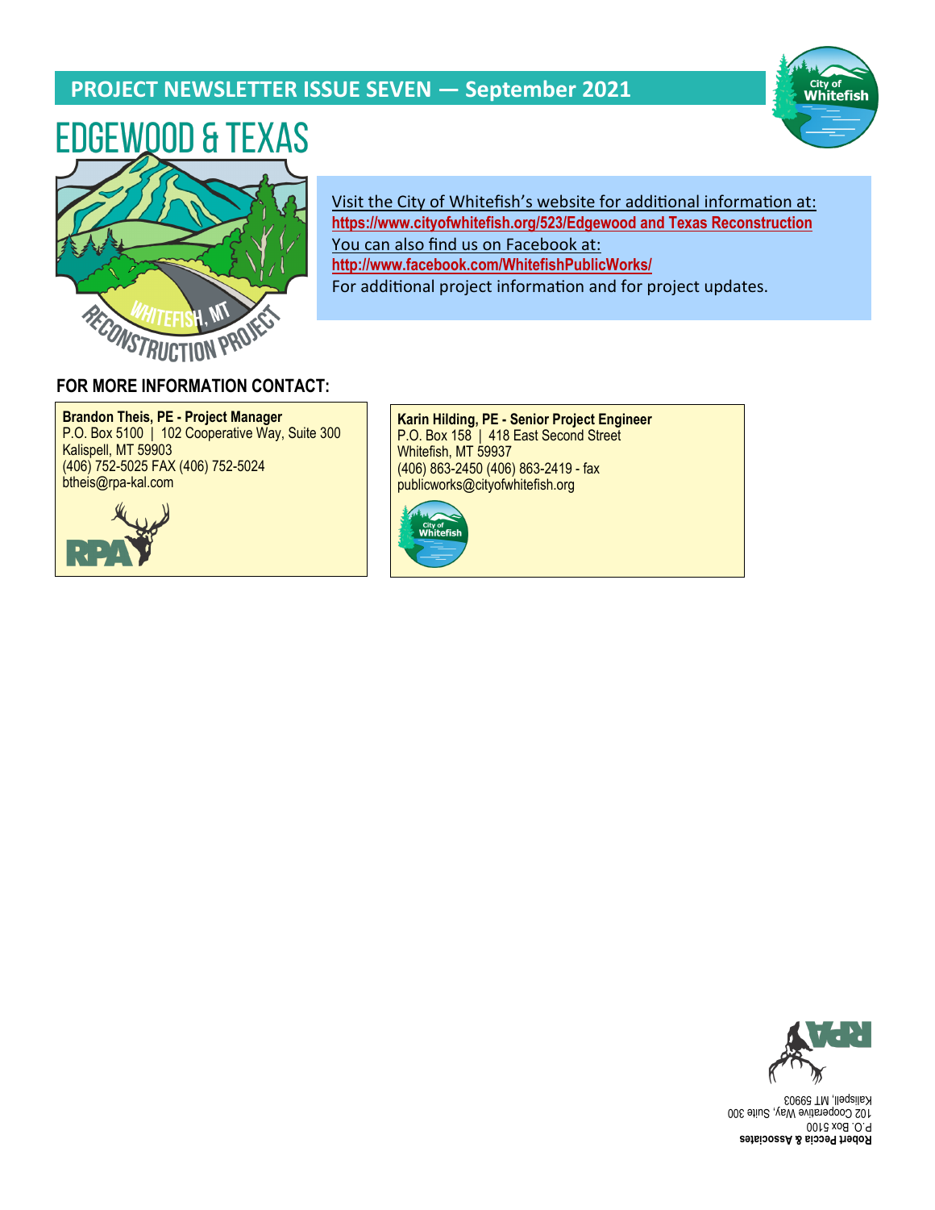## PROJECT NEWSLETTER ISSUE SEVEN — September 2021

# EDGEWOOD & TEXAS

WHITEFISH, MT RECONSTRUCTION PROJECT

Visit the City of Whitefish's website for additional information at:
**https://www.cityofwhitefish.org/523/Edgewood and Texas Reconstruction**
You can also find us on Facebook at:
**http://www.facebook.com/WhitefishPublicWorks/**
For additional project information and for project updates.

### FOR MORE INFORMATION CONTACT:

**Brandon Theis, PE - Project Manager**
P.O. Box 5100 | 102 Cooperative Way, Suite 300
Kalispell, MT 59903
(406) 752-5025 FAX (406) 752-5024
btheis@rpa-kal.com

**Karin Hilding, PE - Senior Project Engineer**
P.O. Box 158 | 418 East Second Street
Whitefish, MT 59937
(406) 863-2450 (406) 863-2419 - fax
publicworks@cityofwhitefish.org

**Robert Peccia & Associates**
P.O. Box 5100
102 Cooperative Way, Suite 300
Kalispell, MT 59903